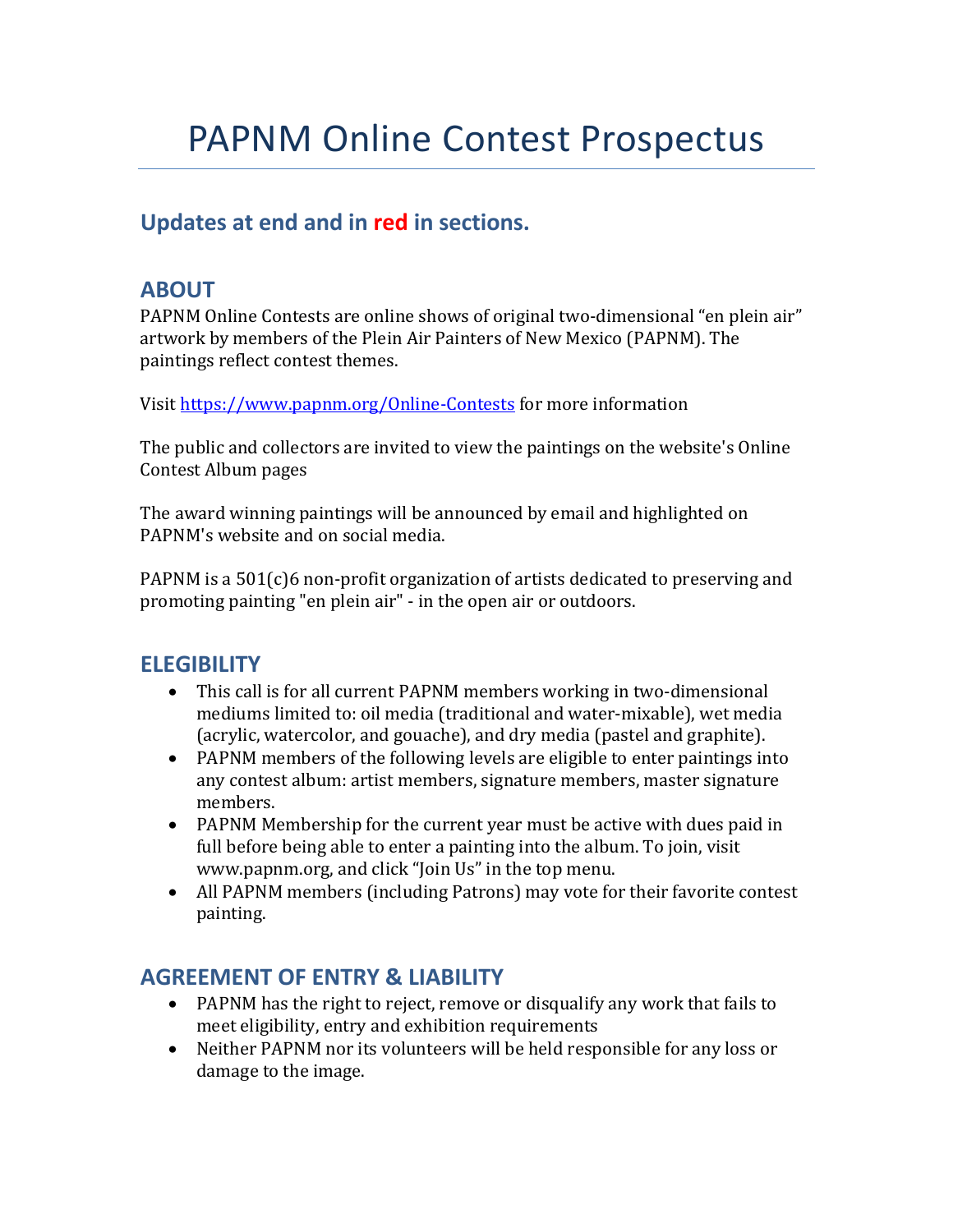# PAPNM Online Contest Prospectus

## Updates at end and in red in sections.

## ABOUT

PAPNM Online Contests are online shows of original two-dimensional “en plein air” artwork by members of the Plein Air Painters of New Mexico (PAPNM). The paintings reflect contest themes.

Visit https://www.papnm.org/Online-Contests for more information

The public and collectors are invited to view the paintings on the website's Online Contest Album pages

The award winning paintings will be announced by email and highlighted on PAPNM's website and on social media.

PAPNM is a 501(c)6 non-profit organization of artists dedicated to preserving and promoting painting "en plein air" - in the open air or outdoors.

## ELEGIBILITY

- This call is for all current PAPNM members working in two-dimensional mediums limited to: oil media (traditional and water-mixable), wet media (acrylic, watercolor, and gouache), and dry media (pastel and graphite).
- PAPNM members of the following levels are eligible to enter paintings into any contest album: artist members, signature members, master signature members.
- PAPNM Membership for the current year must be active with dues paid in full before being able to enter a painting into the album. To join, visit www.papnm.org, and click “Join Us” in the top menu.
- All PAPNM members (including Patrons) may vote for their favorite contest painting.

## AGREEMENT OF ENTRY & LIABILITY

- PAPNM has the right to reject, remove or disqualify any work that fails to meet eligibility, entry and exhibition requirements
- Neither PAPNM nor its volunteers will be held responsible for any loss or damage to the image.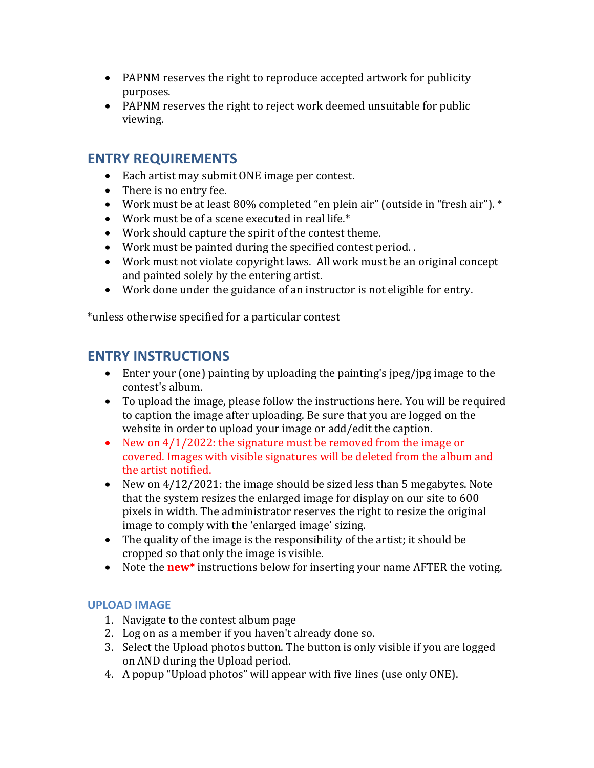- PAPNM reserves the right to reproduce accepted artwork for publicity purposes.
- PAPNM reserves the right to reject work deemed unsuitable for public viewing.

## ENTRY REQUIREMENTS

- Each artist may submit ONE image per contest.
- There is no entry fee.
- Work must be at least 80% completed "en plein air" (outside in "fresh air"). *
- Work must be of a scene executed in real life.*
- Work should capture the spirit of the contest theme.
- Work must be painted during the specified contest period. .
- Work must not violate copyright laws. All work must be an original concept and painted solely by the entering artist.
- Work done under the guidance of an instructor is not eligible for entry.

*unless otherwise specified for a particular contest

## ENTRY INSTRUCTIONS

- Enter your (one) painting by uploading the painting's jpeg/jpg image to the contest's album.
- To upload the image, please follow the instructions here. You will be required to caption the image after uploading. Be sure that you are logged on the website in order to upload your image or add/edit the caption.
- New on 4/1/2022: the signature must be removed from the image or covered. Images with visible signatures will be deleted from the album and the artist notified.
- New on 4/12/2021: the image should be sized less than 5 megabytes. Note that the system resizes the enlarged image for display on our site to 600 pixels in width. The administrator reserves the right to resize the original image to comply with the 'enlarged image' sizing.
- The quality of the image is the responsibility of the artist; it should be cropped so that only the image is visible.
- Note the **new*** instructions below for inserting your name AFTER the voting.

### UPLOAD IMAGE

1. Navigate to the contest album page
2. Log on as a member if you haven't already done so.
3. Select the Upload photos button. The button is only visible if you are logged on AND during the Upload period.
4. A popup "Upload photos" will appear with five lines (use only ONE).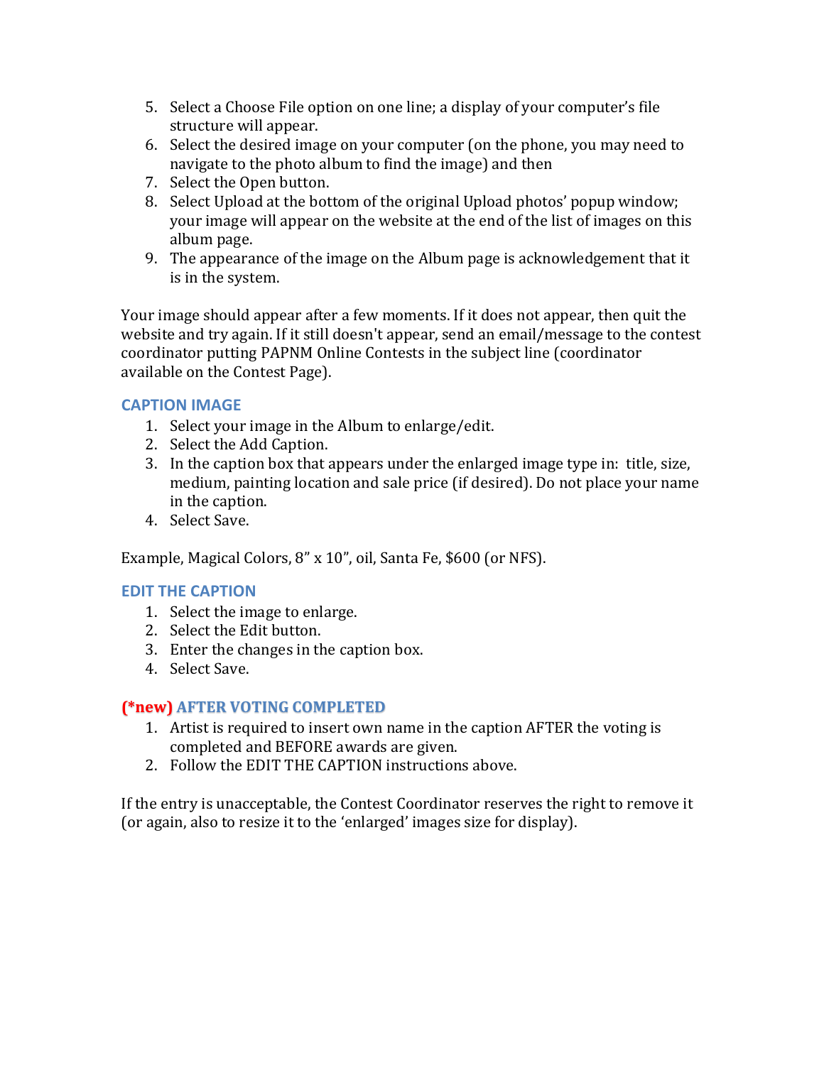5. Select a Choose File option on one line; a display of your computer's file structure will appear.
6. Select the desired image on your computer (on the phone, you may need to navigate to the photo album to find the image) and then
7. Select the Open button.
8. Select Upload at the bottom of the original Upload photos' popup window; your image will appear on the website at the end of the list of images on this album page.
9. The appearance of the image on the Album page is acknowledgement that it is in the system.

Your image should appear after a few moments. If it does not appear, then quit the website and try again. If it still doesn't appear, send an email/message to the contest coordinator putting PAPNM Online Contests in the subject line (coordinator available on the Contest Page).

### CAPTION IMAGE

1. Select your image in the Album to enlarge/edit.
2. Select the Add Caption.
3. In the caption box that appears under the enlarged image type in: title, size, medium, painting location and sale price (if desired). Do not place your name in the caption.
4. Select Save.

Example, Magical Colors, 8" x 10", oil, Santa Fe, $600 (or NFS).

### EDIT THE CAPTION

1. Select the image to enlarge.
2. Select the Edit button.
3. Enter the changes in the caption box.
4. Select Save.

### (*new) AFTER VOTING COMPLETED

1. Artist is required to insert own name in the caption AFTER the voting is completed and BEFORE awards are given.
2. Follow the EDIT THE CAPTION instructions above.

If the entry is unacceptable, the Contest Coordinator reserves the right to remove it (or again, also to resize it to the 'enlarged' images size for display).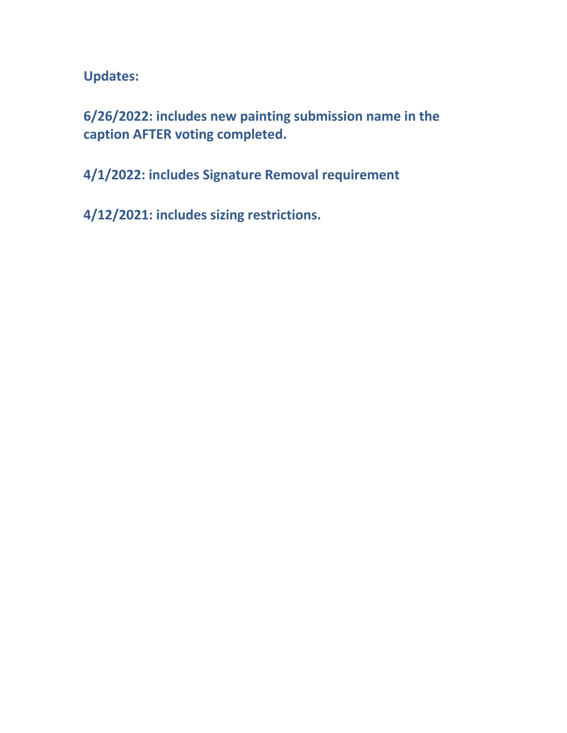**Updates:**

**6/26/2022: includes new painting submission name in the caption AFTER voting completed.**

**4/1/2022: includes Signature Removal requirement**

**4/12/2021: includes sizing restrictions.**